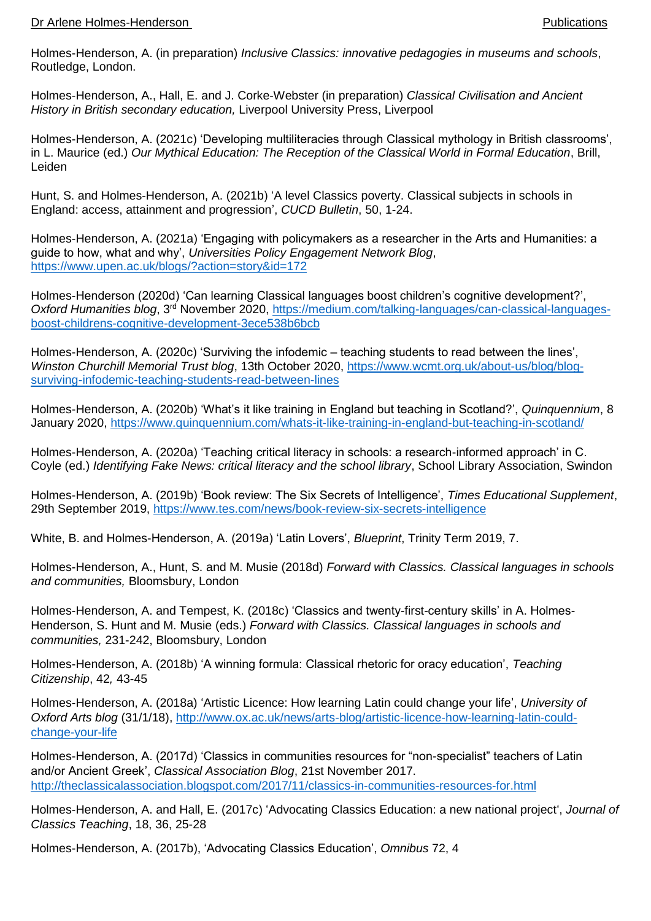Holmes-Henderson, A. (in preparation) *Inclusive Classics: innovative pedagogies in museums and schools*, Routledge, London.

Holmes-Henderson, A., Hall, E. and J. Corke-Webster (in preparation) *Classical Civilisation and Ancient History in British secondary education,* Liverpool University Press, Liverpool

Holmes-Henderson, A. (2021c) 'Developing multiliteracies through Classical mythology in British classrooms', in L. Maurice (ed.) *Our Mythical Education: The Reception of the Classical World in Formal Education*, Brill, Leiden

Hunt, S. and Holmes-Henderson, A. (2021b) 'A level Classics poverty. Classical subjects in schools in England: access, attainment and progression', *CUCD Bulletin*, 50, 1-24.

Holmes-Henderson, A. (2021a) 'Engaging with policymakers as a researcher in the Arts and Humanities: a guide to how, what and why', *Universities Policy Engagement Network Blog*, https://www.upen.ac.uk/blogs/?action=story&id=172

Holmes-Henderson (2020d) 'Can learning Classical languages boost children's cognitive development?', *Oxford Humanities blog*, 3rd November 2020, https://medium.com/talking-languages/can-classical-languages-boost-childrens-cognitive-development-3ece538b6bcb

Holmes-Henderson, A. (2020c) 'Surviving the infodemic – teaching students to read between the lines', *Winston Churchill Memorial Trust blog*, 13th October 2020, https://www.wcmt.org.uk/about-us/blog/blog-surviving-infodemic-teaching-students-read-between-lines

Holmes-Henderson, A. (2020b) 'What's it like training in England but teaching in Scotland?', *Quinquennium*, 8 January 2020, https://www.quinquennium.com/whats-it-like-training-in-england-but-teaching-in-scotland/

Holmes-Henderson, A. (2020a) 'Teaching critical literacy in schools: a research-informed approach' in C. Coyle (ed.) *Identifying Fake News: critical literacy and the school library*, School Library Association, Swindon

Holmes-Henderson, A. (2019b) 'Book review: The Six Secrets of Intelligence', *Times Educational Supplement*, 29th September 2019, https://www.tes.com/news/book-review-six-secrets-intelligence

White, B. and Holmes-Henderson, A. (2019a) 'Latin Lovers', *Blueprint*, Trinity Term 2019, 7.

Holmes-Henderson, A., Hunt, S. and M. Musie (2018d) *Forward with Classics. Classical languages in schools and communities,* Bloomsbury, London

Holmes-Henderson, A. and Tempest, K. (2018c) 'Classics and twenty-first-century skills' in A. Holmes-Henderson, S. Hunt and M. Musie (eds.) *Forward with Classics. Classical languages in schools and communities,* 231-242, Bloomsbury, London

Holmes-Henderson, A. (2018b) 'A winning formula: Classical rhetoric for oracy education', *Teaching Citizenship*, 42*,* 43-45

Holmes-Henderson, A. (2018a) 'Artistic Licence: How learning Latin could change your life', *University of Oxford Arts blog* (31/1/18), http://www.ox.ac.uk/news/arts-blog/artistic-licence-how-learning-latin-could-change-your-life

Holmes-Henderson, A. (2017d) 'Classics in communities resources for "non-specialist" teachers of Latin and/or Ancient Greek', *Classical Association Blog*, 21st November 2017. http://theclassicalassociation.blogspot.com/2017/11/classics-in-communities-resources-for.html

Holmes-Henderson, A. and Hall, E. (2017c) 'Advocating Classics Education: a new national project', *Journal of Classics Teaching*, 18, 36, 25-28

Holmes-Henderson, A. (2017b), 'Advocating Classics Education', *Omnibus* 72, 4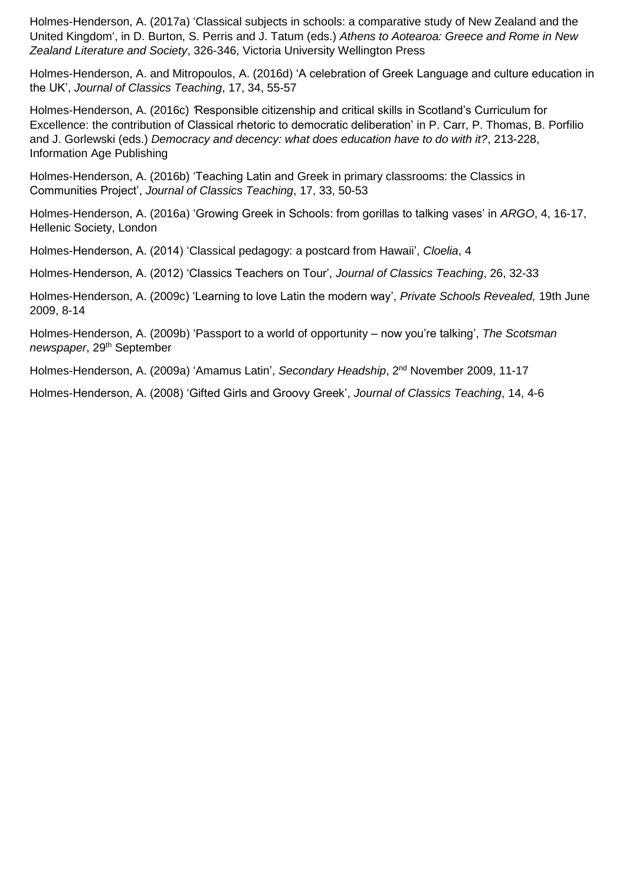Holmes-Henderson, A. (2017a) 'Classical subjects in schools: a comparative study of New Zealand and the United Kingdom', in D. Burton, S. Perris and J. Tatum (eds.) *Athens to Aotearoa: Greece and Rome in New Zealand Literature and Society*, 326-346, Victoria University Wellington Press

Holmes-Henderson, A. and Mitropoulos, A. (2016d) 'A celebration of Greek Language and culture education in the UK', *Journal of Classics Teaching*, 17, 34, 55-57

Holmes-Henderson, A. (2016c) 'Responsible citizenship and critical skills in Scotland's Curriculum for Excellence: the contribution of Classical rhetoric to democratic deliberation' in P. Carr, P. Thomas, B. Porfilio and J. Gorlewski (eds.) *Democracy and decency: what does education have to do with it?*, 213-228, Information Age Publishing

Holmes-Henderson, A. (2016b) 'Teaching Latin and Greek in primary classrooms: the Classics in Communities Project', *Journal of Classics Teaching*, 17, 33, 50-53

Holmes-Henderson, A. (2016a) 'Growing Greek in Schools: from gorillas to talking vases' in *ARGO*, 4, 16-17, Hellenic Society, London

Holmes-Henderson, A. (2014) 'Classical pedagogy: a postcard from Hawaii', *Cloelia*, 4

Holmes-Henderson, A. (2012) 'Classics Teachers on Tour', *Journal of Classics Teaching*, 26, 32-33

Holmes-Henderson, A. (2009c) 'Learning to love Latin the modern way', *Private Schools Revealed,* 19th June 2009, 8-14

Holmes-Henderson, A. (2009b) 'Passport to a world of opportunity – now you're talking', *The Scotsman newspaper*, 29th September

Holmes-Henderson, A. (2009a) 'Amamus Latin', *Secondary Headship*, 2nd November 2009, 11-17

Holmes-Henderson, A. (2008) 'Gifted Girls and Groovy Greek', *Journal of Classics Teaching*, 14, 4-6